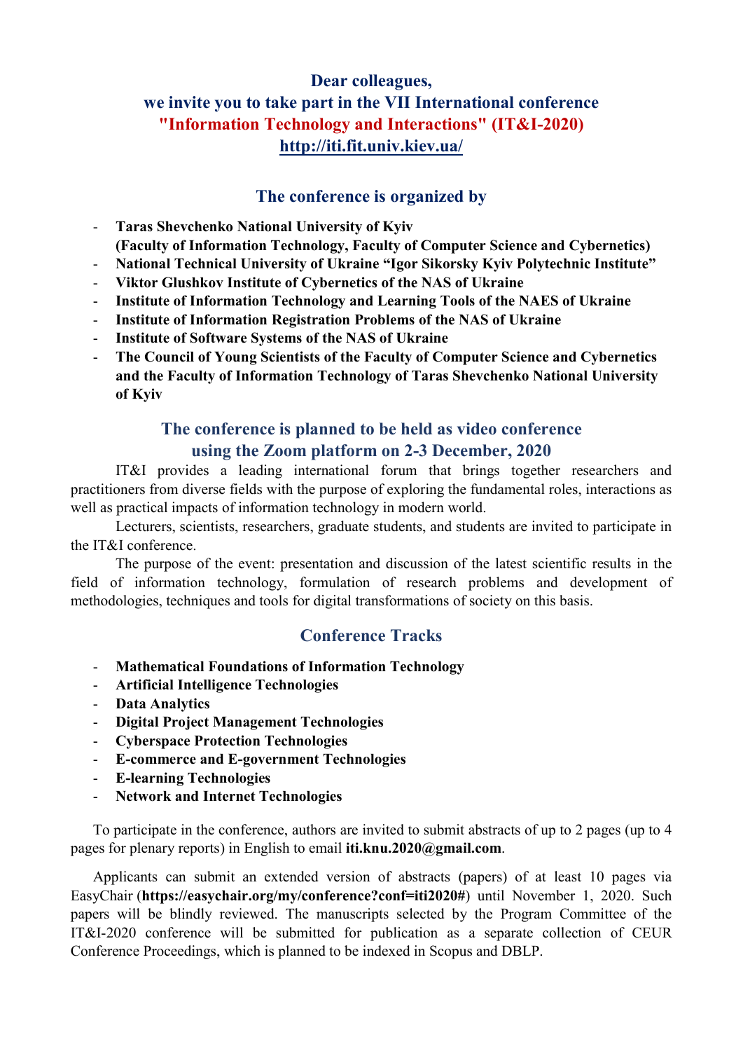**Dear colleagues,**
**we invite you to take part in the VII International conference**
**"Information Technology and Interactions" (IT&I-2020)**
**http://iti.fit.univ.kiev.ua/**

## The conference is organized by

- **Taras Shevchenko National University of Kyiv (Faculty of Information Technology, Faculty of Computer Science and Cybernetics)**
- **National Technical University of Ukraine "Igor Sikorsky Kyiv Polytechnic Institute"**
- **Viktor Glushkov Institute of Cybernetics of the NAS of Ukraine**
- **Institute of Information Technology and Learning Tools of the NAES of Ukraine**
- **Institute of Information Registration Problems of the NAS of Ukraine**
- **Institute of Software Systems of the NAS of Ukraine**
- **The Council of Young Scientists of the Faculty of Computer Science and Cybernetics and the Faculty of Information Technology of Taras Shevchenko National University of Kyiv**

## The conference is planned to be held as video conference using the Zoom platform on 2-3 December, 2020

IT&I provides a leading international forum that brings together researchers and practitioners from diverse fields with the purpose of exploring the fundamental roles, interactions as well as practical impacts of information technology in modern world.

Lecturers, scientists, researchers, graduate students, and students are invited to participate in the IT&I conference.

The purpose of the event: presentation and discussion of the latest scientific results in the field of information technology, formulation of research problems and development of methodologies, techniques and tools for digital transformations of society on this basis.

## Conference Tracks

- **Mathematical Foundations of Information Technology**
- **Artificial Intelligence Technologies**
- **Data Analytics**
- **Digital Project Management Technologies**
- **Cyberspace Protection Technologies**
- **E-commerce and E-government Technologies**
- **E-learning Technologies**
- **Network and Internet Technologies**

To participate in the conference, authors are invited to submit abstracts of up to 2 pages (up to 4 pages for plenary reports) in English to email **iti.knu.2020@gmail.com**.

Applicants can submit an extended version of abstracts (papers) of at least 10 pages via EasyChair (**https://easychair.org/my/conference?conf=iti2020#**) until November 1, 2020. Such papers will be blindly reviewed. The manuscripts selected by the Program Committee of the IT&I-2020 conference will be submitted for publication as a separate collection of CEUR Conference Proceedings, which is planned to be indexed in Scopus and DBLP.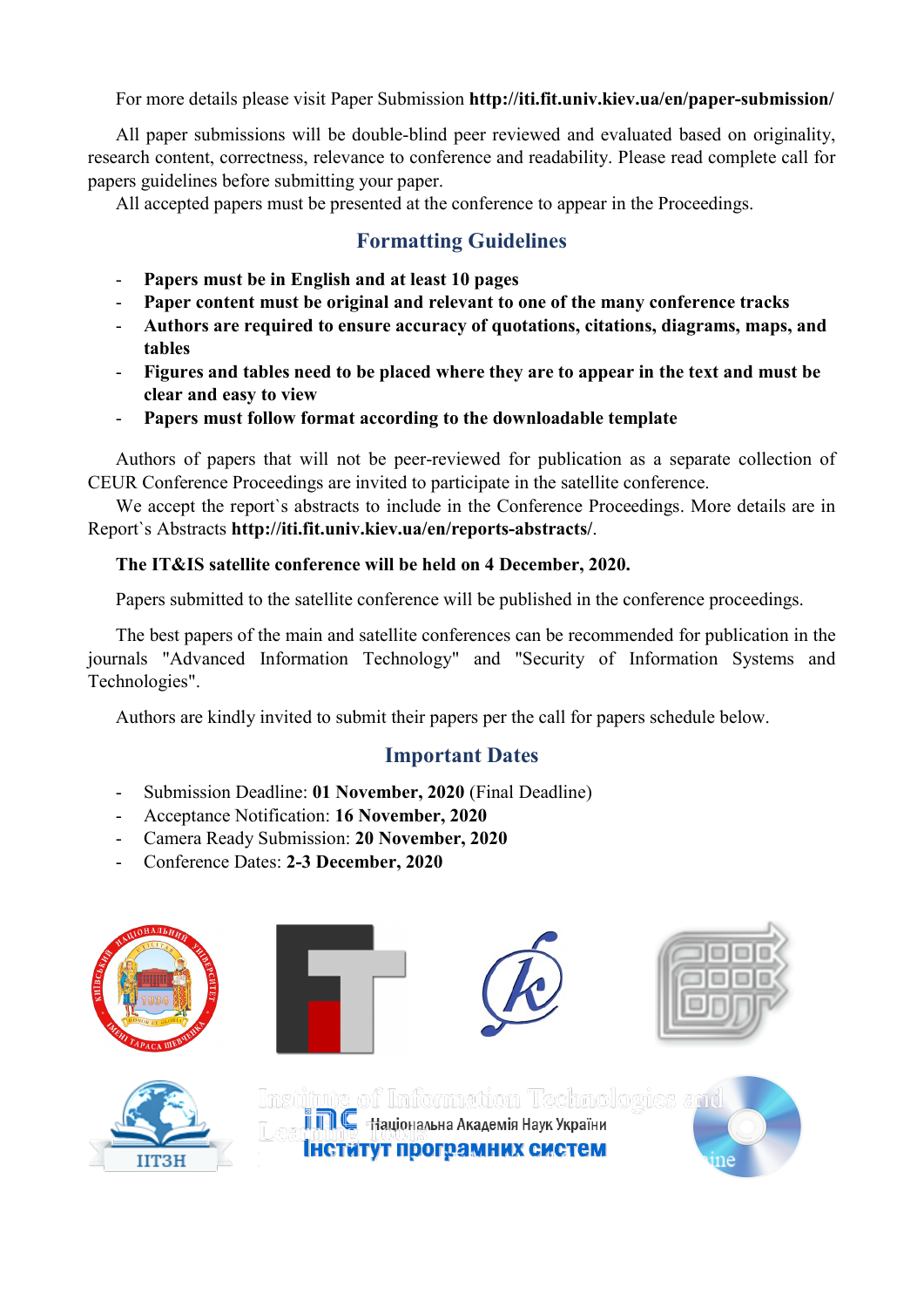For more details please visit Paper Submission **http://iti.fit.univ.kiev.ua/en/paper-submission/**

All paper submissions will be double-blind peer reviewed and evaluated based on originality, research content, correctness, relevance to conference and readability. Please read complete call for papers guidelines before submitting your paper.

All accepted papers must be presented at the conference to appear in the Proceedings.

## Formatting Guidelines

- **Papers must be in English and at least 10 pages**
- **Paper content must be original and relevant to one of the many conference tracks**
- **Authors are required to ensure accuracy of quotations, citations, diagrams, maps, and tables**
- **Figures and tables need to be placed where they are to appear in the text and must be clear and easy to view**
- **Papers must follow format according to the downloadable template**

Authors of papers that will not be peer-reviewed for publication as a separate collection of CEUR Conference Proceedings are invited to participate in the satellite conference.

We accept the report`s abstracts to include in the Conference Proceedings. More details are in Report`s Abstracts **http://iti.fit.univ.kiev.ua/en/reports-abstracts/**.

**The IT&IS satellite conference will be held on 4 December, 2020.**

Papers submitted to the satellite conference will be published in the conference proceedings.

The best papers of the main and satellite conferences can be recommended for publication in the journals "Advanced Information Technology" and "Security of Information Systems and Technologies".

Authors are kindly invited to submit their papers per the call for papers schedule below.

## Important Dates

- Submission Deadline: **01 November, 2020** (Final Deadline)
- Acceptance Notification: **16 November, 2020**
- Camera Ready Submission: **20 November, 2020**
- Conference Dates: **2-3 December, 2020**